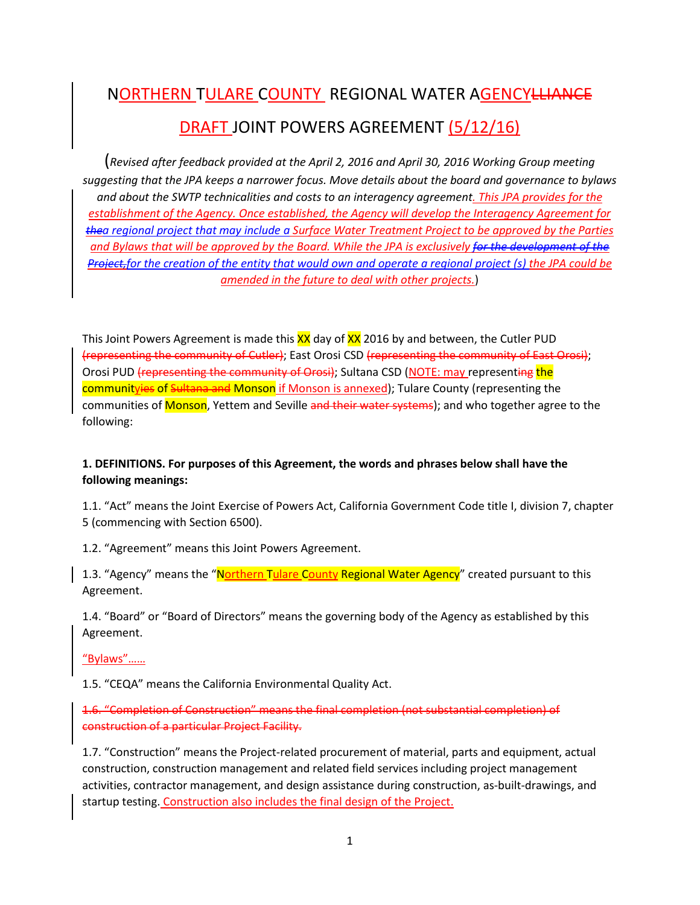# NORTHERN TULARE COUNTY REGIONAL WATER AGENCY~~LLIANCE~~

## DRAFT JOINT POWERS AGREEMENT (5/12/16)

(*Revised after feedback provided at the April 2, 2016 and April 30, 2016 Working Group meeting suggesting that the JPA keeps a narrower focus. Move details about the board and governance to bylaws and about the SWTP technicalities and costs to an interagency agreement. This JPA provides for the establishment of the Agency. Once established, the Agency will develop the Interagency Agreement for ~~the~~a regional project that may include a Surface Water Treatment Project to be approved by the Parties and Bylaws that will be approved by the Board. While the JPA is exclusively ~~for the development of the Project,~~for the creation of the entity that would own and operate a regional project (s) the JPA could be amended in the future to deal with other projects.*)

This Joint Powers Agreement is made this XX day of XX 2016 by and between, the Cutler PUD ~~(representing the community of Cutler)~~; East Orosi CSD ~~(representing the community of East Orosi)~~; Orosi PUD ~~(representing the community of Orosi)~~; Sultana CSD (NOTE: may representing the communit~~yies~~ of ~~Sultana and~~ Monson if Monson is annexed); Tulare County (representing the communities of Monson, Yettem and Seville ~~and their water systems~~); and who together agree to the following:

**1. DEFINITIONS. For purposes of this Agreement, the words and phrases below shall have the following meanings:**

1.1. "Act" means the Joint Exercise of Powers Act, California Government Code title I, division 7, chapter 5 (commencing with Section 6500).

1.2. "Agreement" means this Joint Powers Agreement.

1.3. "Agency" means the "Northern Tulare County Regional Water Agency" created pursuant to this Agreement.

1.4. "Board" or "Board of Directors" means the governing body of the Agency as established by this Agreement.

"Bylaws"……

1.5. "CEQA" means the California Environmental Quality Act.

~~1.6. "Completion of Construction" means the final completion (not substantial completion) of construction of a particular Project Facility.~~

1.7. "Construction" means the Project-related procurement of material, parts and equipment, actual construction, construction management and related field services including project management activities, contractor management, and design assistance during construction, as-built-drawings, and startup testing. Construction also includes the final design of the Project.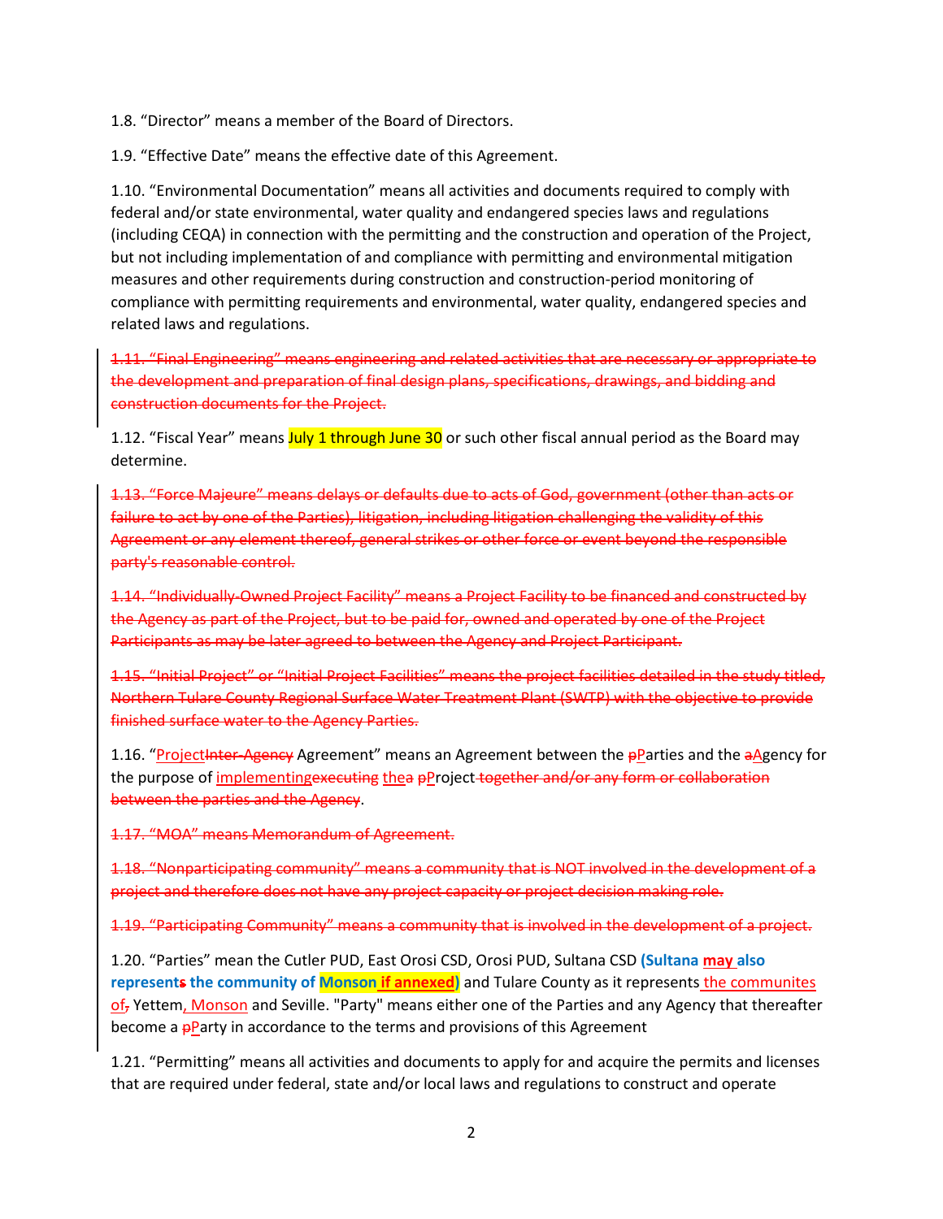1.8. “Director” means a member of the Board of Directors.

1.9. “Effective Date” means the effective date of this Agreement.

1.10. “Environmental Documentation” means all activities and documents required to comply with federal and/or state environmental, water quality and endangered species laws and regulations (including CEQA) in connection with the permitting and the construction and operation of the Project, but not including implementation of and compliance with permitting and environmental mitigation measures and other requirements during construction and construction-period monitoring of compliance with permitting requirements and environmental, water quality, endangered species and related laws and regulations.

~~1.11. “Final Engineering” means engineering and related activities that are necessary or appropriate to the development and preparation of final design plans, specifications, drawings, and bidding and construction documents for the Project.~~

1.12. “Fiscal Year” means July 1 through June 30 or such other fiscal annual period as the Board may determine.

~~1.13. “Force Majeure” means delays or defaults due to acts of God, government (other than acts or failure to act by one of the Parties), litigation, including litigation challenging the validity of this Agreement or any element thereof, general strikes or other force or event beyond the responsible party's reasonable control.~~

~~1.14. “Individually-Owned Project Facility” means a Project Facility to be financed and constructed by the Agency as part of the Project, but to be paid for, owned and operated by one of the Project Participants as may be later agreed to between the Agency and Project Participant.~~

~~1.15. “Initial Project” or “Initial Project Facilities” means the project facilities detailed in the study titled, Northern Tulare County Regional Surface Water Treatment Plant (SWTP) with the objective to provide finished surface water to the Agency Parties.~~

1.16. “Project~~Inter-Agency~~ Agreement” means an Agreement between the ~~p~~Parties and the ~~a~~Agency for the purpose of implementing~~executing~~ the~~a~~ ~~p~~Project~~ together and/or any form or collaboration between the parties and the Agency~~.

~~1.17. “MOA” means Memorandum of Agreement.~~

~~1.18. “Nonparticipating community” means a community that is NOT involved in the development of a project and therefore does not have any project capacity or project decision making role.~~

~~1.19. “Participating Community” means a community that is involved in the development of a project.~~

1.20. “Parties” mean the Cutler PUD, East Orosi CSD, Orosi PUD, Sultana CSD **(Sultana may also represent~~s~~ the community of Monson if annexed)** and Tulare County as it represents the communites of~~,~~ Yettem, Monson and Seville. "Party" means either one of the Parties and any Agency that thereafter become a ~~p~~Party in accordance to the terms and provisions of this Agreement

1.21. “Permitting” means all activities and documents to apply for and acquire the permits and licenses that are required under federal, state and/or local laws and regulations to construct and operate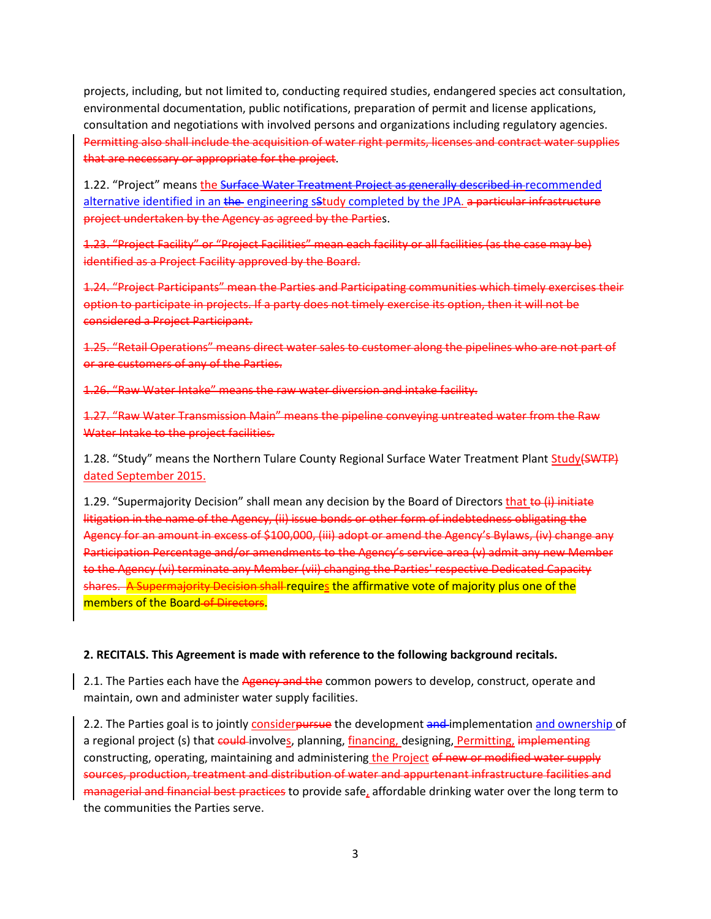projects, including, but not limited to, conducting required studies, endangered species act consultation, environmental documentation, public notifications, preparation of permit and license applications, consultation and negotiations with involved persons and organizations including regulatory agencies. ~~Permitting also shall include the acquisition of water right permits, licenses and contract water supplies that are necessary or appropriate for the project~~.

1.22. "Project" means the ~~Surface Water Treatment Project as generally described in~~ recommended alternative identified in an ~~the~~ engineering s~~S~~tudy completed by the JPA. ~~a particular infrastructure project undertaken by the Agency as agreed by the Partie~~s.

~~1.23. "Project Facility" or "Project Facilities" mean each facility or all facilities (as the case may be) identified as a Project Facility approved by the Board.~~

~~1.24. "Project Participants" mean the Parties and Participating communities which timely exercises their option to participate in projects. If a party does not timely exercise its option, then it will not be considered a Project Participant.~~

~~1.25. "Retail Operations" means direct water sales to customer along the pipelines who are not part of or are customers of any of the Parties.~~

~~1.26. "Raw Water Intake" means the raw water diversion and intake facility.~~

~~1.27. "Raw Water Transmission Main" means the pipeline conveying untreated water from the Raw Water Intake to the project facilities.~~

1.28. "Study" means the Northern Tulare County Regional Surface Water Treatment Plant Study~~(SWTP)~~ dated September 2015.

1.29. "Supermajority Decision" shall mean any decision by the Board of Directors that ~~to (i) initiate litigation in the name of the Agency, (ii) issue bonds or other form of indebtedness obligating the Agency for an amount in excess of $100,000, (iii) adopt or amend the Agency's Bylaws, (iv) change any Participation Percentage and/or amendments to the Agency's service area (v) admit any new Member to the Agency (vi) terminate any Member (vii) changing the Parties' respective Dedicated Capacity shares. A Supermajority Decision shall~~ requires the affirmative vote of majority plus one of the members of the Board ~~of Directors~~.

**2. RECITALS. This Agreement is made with reference to the following background recitals.**

2.1. The Parties each have the ~~Agency and the~~ common powers to develop, construct, operate and maintain, own and administer water supply facilities.

2.2. The Parties goal is to jointly consider~~pursue~~ the development ~~and~~ implementation and ownership of a regional project (s) that ~~could~~ involves, planning, financing, designing, Permitting, ~~implementing~~ constructing, operating, maintaining and administering the Project ~~of new or modified water supply sources, production, treatment and distribution of water and appurtenant infrastructure facilities and managerial and financial best practices~~ to provide safe, affordable drinking water over the long term to the communities the Parties serve.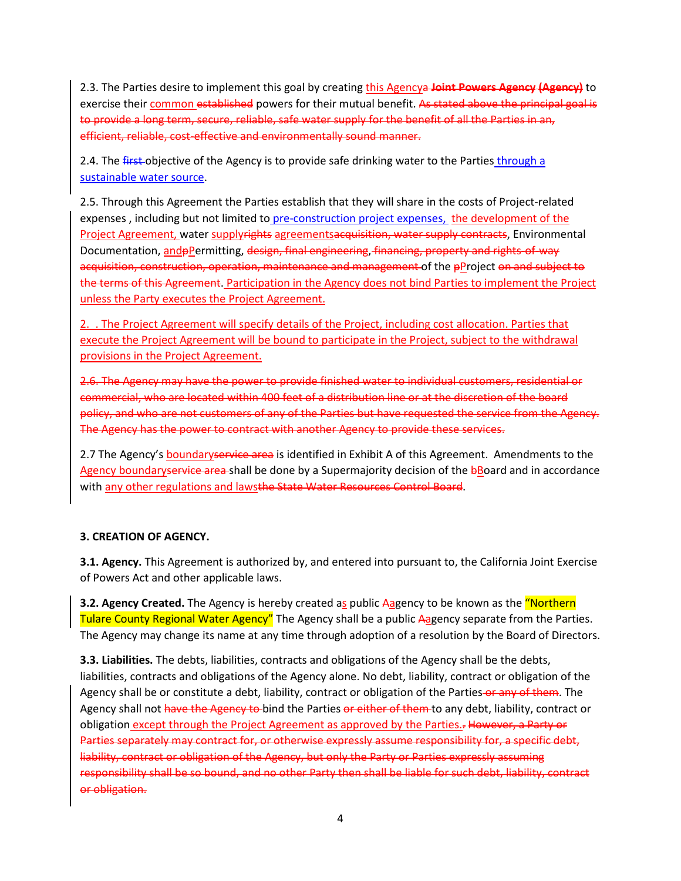2.3. The Parties desire to implement this goal by creating this Agency~~a **Joint Powers Agency (Agency)**~~ to exercise their common ~~established~~ powers for their mutual benefit. ~~As stated above the principal goal is to provide a long term, secure, reliable, safe water supply for the benefit of all the Parties in an, efficient, reliable, cost-effective and environmentally sound manner.~~

2.4. The ~~first~~ objective of the Agency is to provide safe drinking water to the Parties through a sustainable water source.

2.5. Through this Agreement the Parties establish that they will share in the costs of Project-related expenses , including but not limited to pre-construction project expenses,  the development of the Project Agreement, water supply~~rights~~ agreements~~acquisition, water supply contracts~~, Environmental Documentation, and~~p~~Permitting, ~~design, final engineering~~, ~~financing, property and rights-of-way acquisition, construction, operation, maintenance and management~~ of the ~~p~~Project ~~on and subject to the terms of this Agreement~~. Participation in the Agency does not bind Parties to implement the Project unless the Party executes the Project Agreement.

2.  . The Project Agreement will specify details of the Project, including cost allocation. Parties that execute the Project Agreement will be bound to participate in the Project, subject to the withdrawal provisions in the Project Agreement.

~~2.6. The Agency may have the power to provide finished water to individual customers, residential or commercial, who are located within 400 feet of a distribution line or at the discretion of the board policy, and who are not customers of any of the Parties but have requested the service from the Agency. The Agency has the power to contract with another Agency to provide these services.~~

2.7 The Agency's boundary~~service area~~ is identified in Exhibit A of this Agreement.  Amendments to the Agency boundary~~service area~~ shall be done by a Supermajority decision of the ~~b~~Board and in accordance with any other regulations and laws~~the State Water Resources Control Board~~.

**3. CREATION OF AGENCY.**

**3.1. Agency.** This Agreement is authorized by, and entered into pursuant to, the California Joint Exercise of Powers Act and other applicable laws.

**3.2. Agency Created.** The Agency is hereby created as public ~~A~~agency to be known as the "Northern Tulare County Regional Water Agency" The Agency shall be a public ~~A~~agency separate from the Parties. The Agency may change its name at any time through adoption of a resolution by the Board of Directors.

**3.3. Liabilities.** The debts, liabilities, contracts and obligations of the Agency shall be the debts, liabilities, contracts and obligations of the Agency alone. No debt, liability, contract or obligation of the Agency shall be or constitute a debt, liability, contract or obligation of the Parties ~~or any of them~~. The Agency shall not ~~have the Agency to~~ bind the Parties ~~or either of them~~ to any debt, liability, contract or obligation except through the Project Agreement as approved by the Parties.~~.~~ ~~However, a Party or Parties separately may contract for, or otherwise expressly assume responsibility for, a specific debt, liability, contract or obligation of the Agency, but only the Party or Parties expressly assuming responsibility shall be so bound, and no other Party then shall be liable for such debt, liability, contract or obligation.~~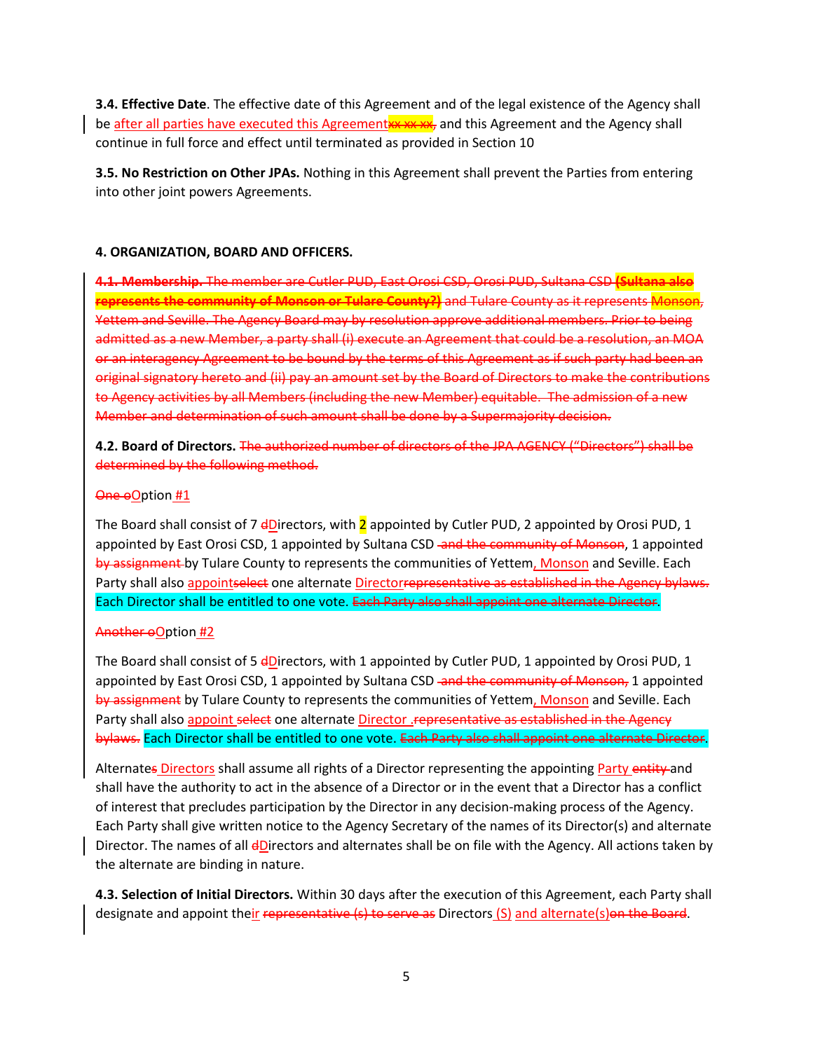**3.4. Effective Date**. The effective date of this Agreement and of the legal existence of the Agency shall be after all parties have executed this Agreement~~xx xx xx,~~ and this Agreement and the Agency shall continue in full force and effect until terminated as provided in Section 10

**3.5. No Restriction on Other JPAs.** Nothing in this Agreement shall prevent the Parties from entering into other joint powers Agreements.

**4. ORGANIZATION, BOARD AND OFFICERS.**

~~**4.1. Membership.** The member are Cutler PUD, East Orosi CSD, Orosi PUD, Sultana CSD **(Sultana also represents the community of Monson or Tulare County?)** and Tulare County as it represents Monson, Yettem and Seville. The Agency Board may by resolution approve additional members. Prior to being admitted as a new Member, a party shall (i) execute an Agreement that could be a resolution, an MOA or an interagency Agreement to be bound by the terms of this Agreement as if such party had been an original signatory hereto and (ii) pay an amount set by the Board of Directors to make the contributions to Agency activities by all Members (including the new Member) equitable. The admission of a new Member and determination of such amount shall be done by a Supermajority decision.~~

**4.2. Board of Directors.** ~~The authorized number of directors of the JPA AGENCY ("Directors") shall be determined by the following method.~~

~~One o~~Option #1

The Board shall consist of 7 ~~d~~Directors, with 2 appointed by Cutler PUD, 2 appointed by Orosi PUD, 1 appointed by East Orosi CSD, 1 appointed by Sultana CSD ~~and the community of Monson~~, 1 appointed ~~by assignment~~ by Tulare County to represents the communities of Yettem, Monson and Seville. Each Party shall also appoint~~select~~ one alternate Director~~representative as established in the Agency bylaws.~~ Each Director shall be entitled to one vote. ~~Each Party also shall appoint one alternate Director~~.

~~Another o~~Option #2

The Board shall consist of 5 ~~d~~Directors, with 1 appointed by Cutler PUD, 1 appointed by Orosi PUD, 1 appointed by East Orosi CSD, 1 appointed by Sultana CSD ~~and the community of Monson,~~ 1 appointed ~~by assignment~~ by Tulare County to represents the communities of Yettem, Monson and Seville. Each Party shall also appoint ~~select~~ one alternate Director .~~representative as established in the Agency bylaws.~~ Each Director shall be entitled to one vote. ~~Each Party also shall appoint one alternate Director~~.

Alternates Directors shall assume all rights of a Director representing the appointing Party ~~entity~~ and shall have the authority to act in the absence of a Director or in the event that a Director has a conflict of interest that precludes participation by the Director in any decision-making process of the Agency. Each Party shall give written notice to the Agency Secretary of the names of its Director(s) and alternate Director. The names of all ~~d~~Directors and alternates shall be on file with the Agency. All actions taken by the alternate are binding in nature.

**4.3. Selection of Initial Directors.** Within 30 days after the execution of this Agreement, each Party shall designate and appoint their ~~representative (s) to serve as~~ Directors (S) and alternate(s)~~on the Board~~.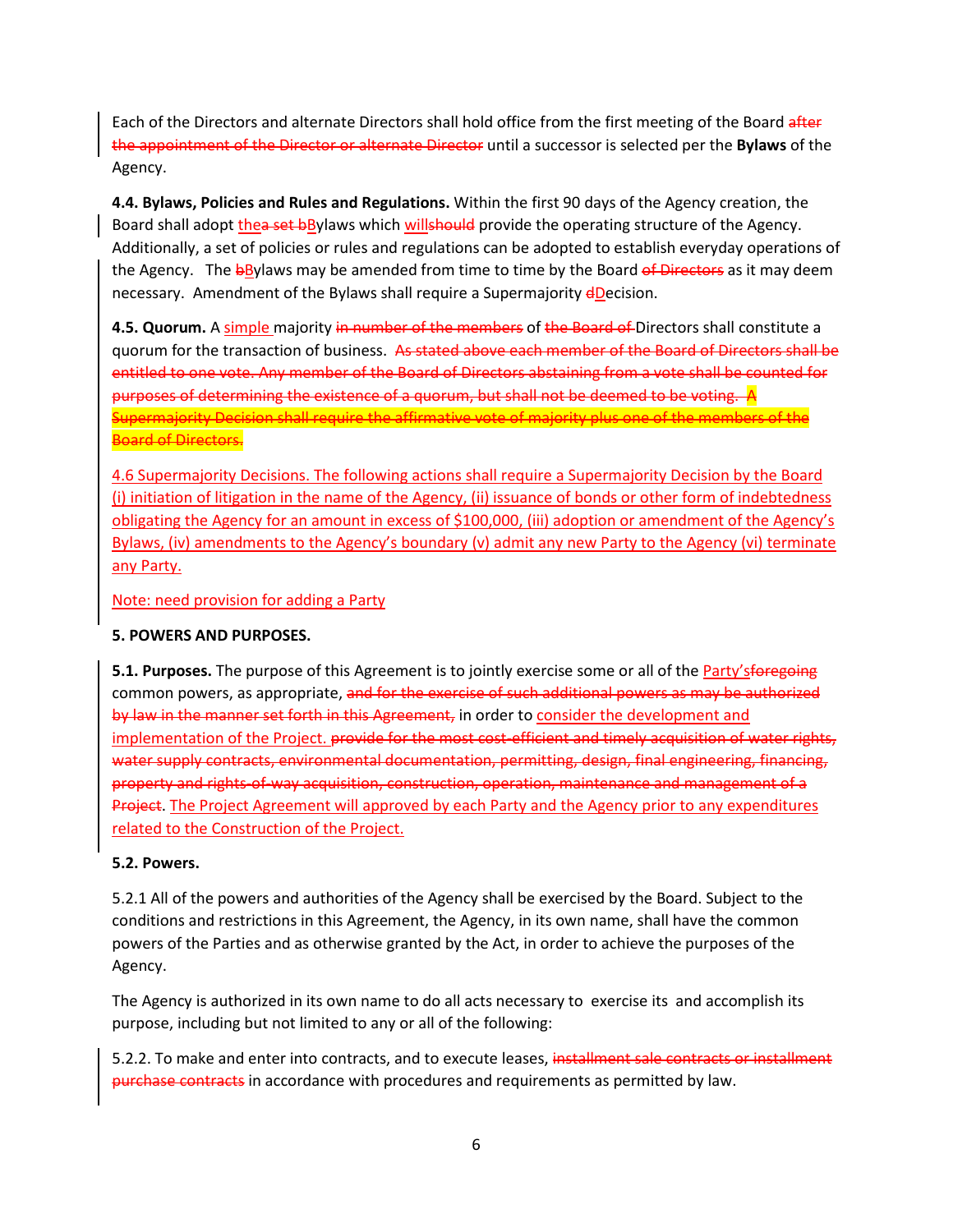Each of the Directors and alternate Directors shall hold office from the first meeting of the Board ~~after the appointment of the Director or alternate Director~~ until a successor is selected per the **Bylaws** of the Agency.

**4.4. Bylaws, Policies and Rules and Regulations.** Within the first 90 days of the Agency creation, the Board shall adopt the~~a set b~~Bylaws which will~~should~~ provide the operating structure of the Agency. Additionally, a set of policies or rules and regulations can be adopted to establish everyday operations of the Agency. The ~~b~~Bylaws may be amended from time to time by the Board ~~of Directors~~ as it may deem necessary. Amendment of the Bylaws shall require a Supermajority ~~d~~Decision.

**4.5. Quorum.** A simple majority ~~in number of the members~~ of ~~the Board of~~ Directors shall constitute a quorum for the transaction of business. ~~As stated above each member of the Board of Directors shall be entitled to one vote. Any member of the Board of Directors abstaining from a vote shall be counted for purposes of determining the existence of a quorum, but shall not be deemed to be voting. A Supermajority Decision shall require the affirmative vote of majority plus one of the members of the Board of Directors.~~

4.6 Supermajority Decisions. The following actions shall require a Supermajority Decision by the Board (i) initiation of litigation in the name of the Agency, (ii) issuance of bonds or other form of indebtedness obligating the Agency for an amount in excess of $100,000, (iii) adoption or amendment of the Agency's Bylaws, (iv) amendments to the Agency's boundary (v) admit any new Party to the Agency (vi) terminate any Party.

Note: need provision for adding a Party

**5. POWERS AND PURPOSES.**

**5.1. Purposes.** The purpose of this Agreement is to jointly exercise some or all of the Party's~~foregoing~~ common powers, as appropriate, ~~and for the exercise of such additional powers as may be authorized by law in the manner set forth in this Agreement,~~ in order to consider the development and implementation of the Project. ~~provide for the most cost-efficient and timely acquisition of water rights, water supply contracts, environmental documentation, permitting, design, final engineering, financing, property and rights-of-way acquisition, construction, operation, maintenance and management of a Project~~. The Project Agreement will approved by each Party and the Agency prior to any expenditures related to the Construction of the Project.

**5.2. Powers.**

5.2.1 All of the powers and authorities of the Agency shall be exercised by the Board. Subject to the conditions and restrictions in this Agreement, the Agency, in its own name, shall have the common powers of the Parties and as otherwise granted by the Act, in order to achieve the purposes of the Agency.

The Agency is authorized in its own name to do all acts necessary to exercise its and accomplish its purpose, including but not limited to any or all of the following:

5.2.2. To make and enter into contracts, and to execute leases, ~~installment sale contracts or installment purchase contracts~~ in accordance with procedures and requirements as permitted by law.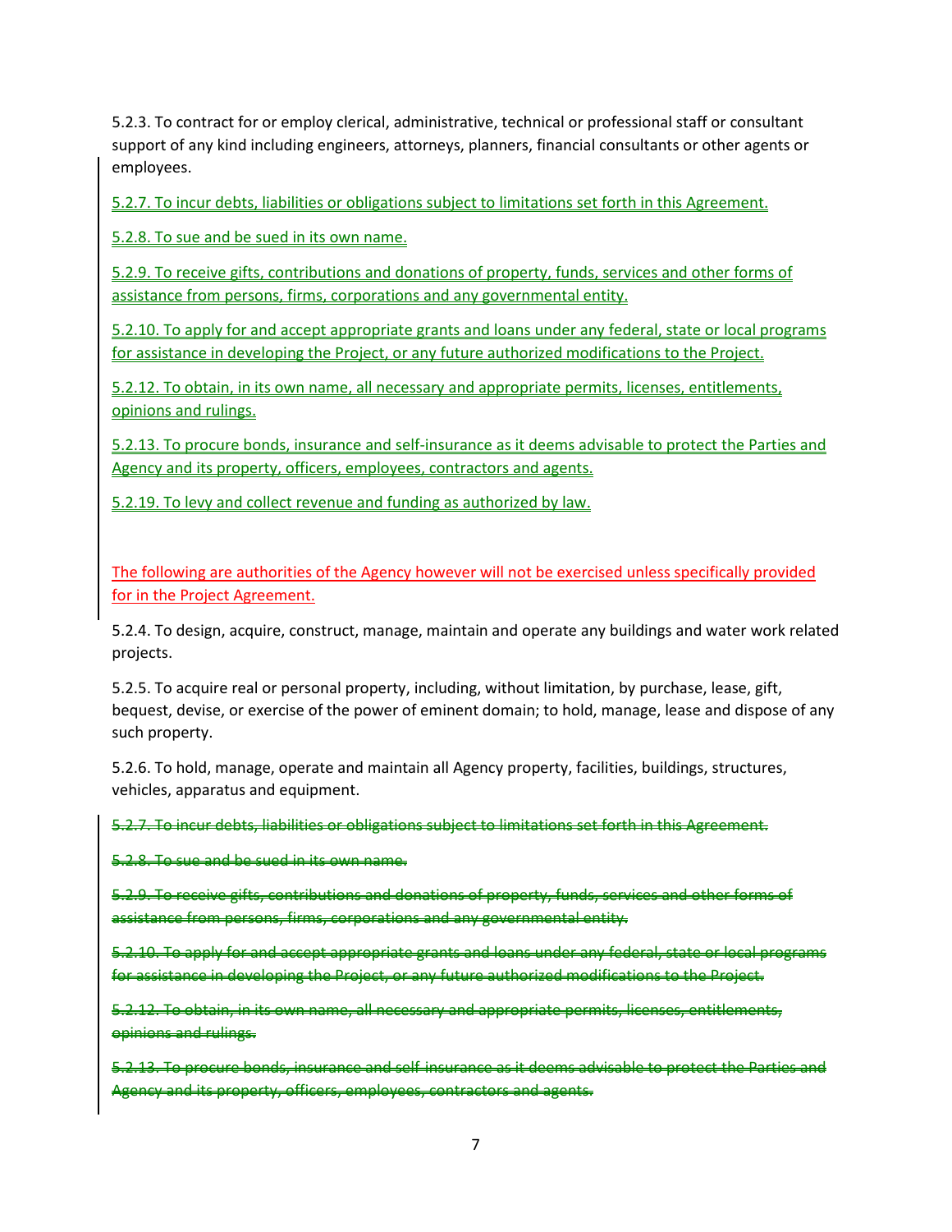5.2.3. To contract for or employ clerical, administrative, technical or professional staff or consultant support of any kind including engineers, attorneys, planners, financial consultants or other agents or employees.

5.2.7. To incur debts, liabilities or obligations subject to limitations set forth in this Agreement.

5.2.8. To sue and be sued in its own name.

5.2.9. To receive gifts, contributions and donations of property, funds, services and other forms of assistance from persons, firms, corporations and any governmental entity.

5.2.10. To apply for and accept appropriate grants and loans under any federal, state or local programs for assistance in developing the Project, or any future authorized modifications to the Project.

5.2.12. To obtain, in its own name, all necessary and appropriate permits, licenses, entitlements, opinions and rulings.

5.2.13. To procure bonds, insurance and self-insurance as it deems advisable to protect the Parties and Agency and its property, officers, employees, contractors and agents.

5.2.19. To levy and collect revenue and funding as authorized by law.

The following are authorities of the Agency however will not be exercised unless specifically provided for in the Project Agreement.

5.2.4. To design, acquire, construct, manage, maintain and operate any buildings and water work related projects.

5.2.5. To acquire real or personal property, including, without limitation, by purchase, lease, gift, bequest, devise, or exercise of the power of eminent domain; to hold, manage, lease and dispose of any such property.

5.2.6. To hold, manage, operate and maintain all Agency property, facilities, buildings, structures, vehicles, apparatus and equipment.

~~5.2.7. To incur debts, liabilities or obligations subject to limitations set forth in this Agreement.~~

~~5.2.8. To sue and be sued in its own name.~~

~~5.2.9. To receive gifts, contributions and donations of property, funds, services and other forms of assistance from persons, firms, corporations and any governmental entity.~~

~~5.2.10. To apply for and accept appropriate grants and loans under any federal, state or local programs for assistance in developing the Project, or any future authorized modifications to the Project.~~

~~5.2.12. To obtain, in its own name, all necessary and appropriate permits, licenses, entitlements, opinions and rulings.~~

~~5.2.13. To procure bonds, insurance and self-insurance as it deems advisable to protect the Parties and Agency and its property, officers, employees, contractors and agents.~~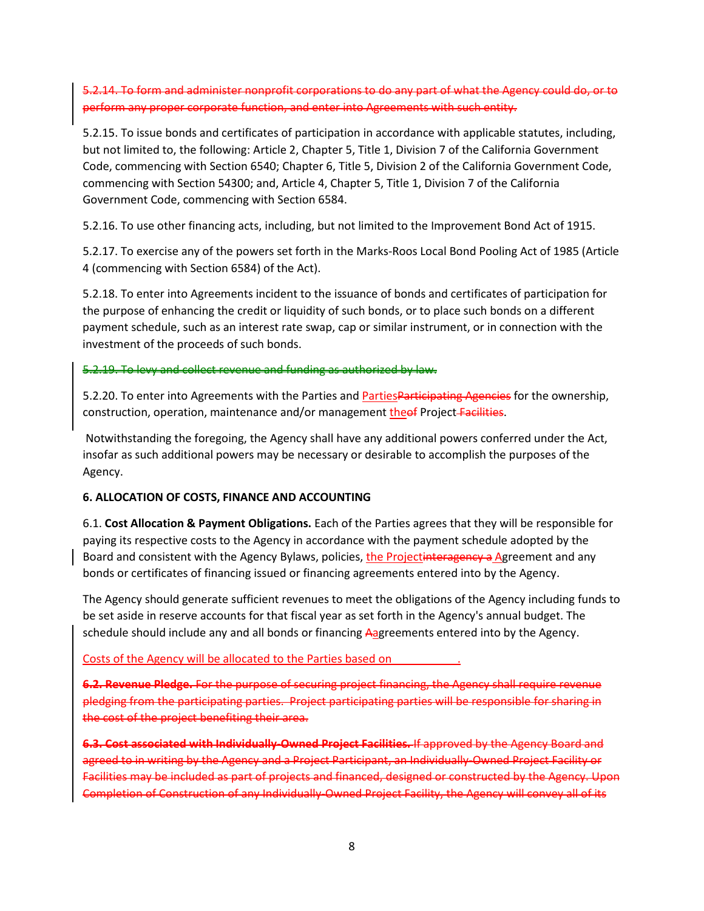~~5.2.14. To form and administer nonprofit corporations to do any part of what the Agency could do, or to perform any proper corporate function, and enter into Agreements with such entity.~~

5.2.15. To issue bonds and certificates of participation in accordance with applicable statutes, including, but not limited to, the following: Article 2, Chapter 5, Title 1, Division 7 of the California Government Code, commencing with Section 6540; Chapter 6, Title 5, Division 2 of the California Government Code, commencing with Section 54300; and, Article 4, Chapter 5, Title 1, Division 7 of the California Government Code, commencing with Section 6584.

5.2.16. To use other financing acts, including, but not limited to the Improvement Bond Act of 1915.

5.2.17. To exercise any of the powers set forth in the Marks-Roos Local Bond Pooling Act of 1985 (Article 4 (commencing with Section 6584) of the Act).

5.2.18. To enter into Agreements incident to the issuance of bonds and certificates of participation for the purpose of enhancing the credit or liquidity of such bonds, or to place such bonds on a different payment schedule, such as an interest rate swap, cap or similar instrument, or in connection with the investment of the proceeds of such bonds.

~~5.2.19. To levy and collect revenue and funding as authorized by law.~~

5.2.20. To enter into Agreements with the Parties and Parties~~Participating Agencies~~ for the ownership, construction, operation, maintenance and/or management the~~of~~ Project ~~Facilities~~.

Notwithstanding the foregoing, the Agency shall have any additional powers conferred under the Act, insofar as such additional powers may be necessary or desirable to accomplish the purposes of the Agency.

**6. ALLOCATION OF COSTS, FINANCE AND ACCOUNTING**

6.1. **Cost Allocation & Payment Obligations.** Each of the Parties agrees that they will be responsible for paying its respective costs to the Agency in accordance with the payment schedule adopted by the Board and consistent with the Agency Bylaws, policies, the Project~~interagency a~~ Agreement and any bonds or certificates of financing issued or financing agreements entered into by the Agency.

The Agency should generate sufficient revenues to meet the obligations of the Agency including funds to be set aside in reserve accounts for that fiscal year as set forth in the Agency's annual budget. The schedule should include any and all bonds or financing ~~A~~agreements entered into by the Agency.

Costs of the Agency will be allocated to the Parties based on ___________.

~~**6.2. Revenue Pledge.** For the purpose of securing project financing, the Agency shall require revenue pledging from the participating parties. Project participating parties will be responsible for sharing in the cost of the project benefiting their area.~~

~~**6.3. Cost associated with Individually-Owned Project Facilities.** If approved by the Agency Board and agreed to in writing by the Agency and a Project Participant, an Individually-Owned Project Facility or Facilities may be included as part of projects and financed, designed or constructed by the Agency. Upon Completion of Construction of any Individually-Owned Project Facility, the Agency will convey all of its~~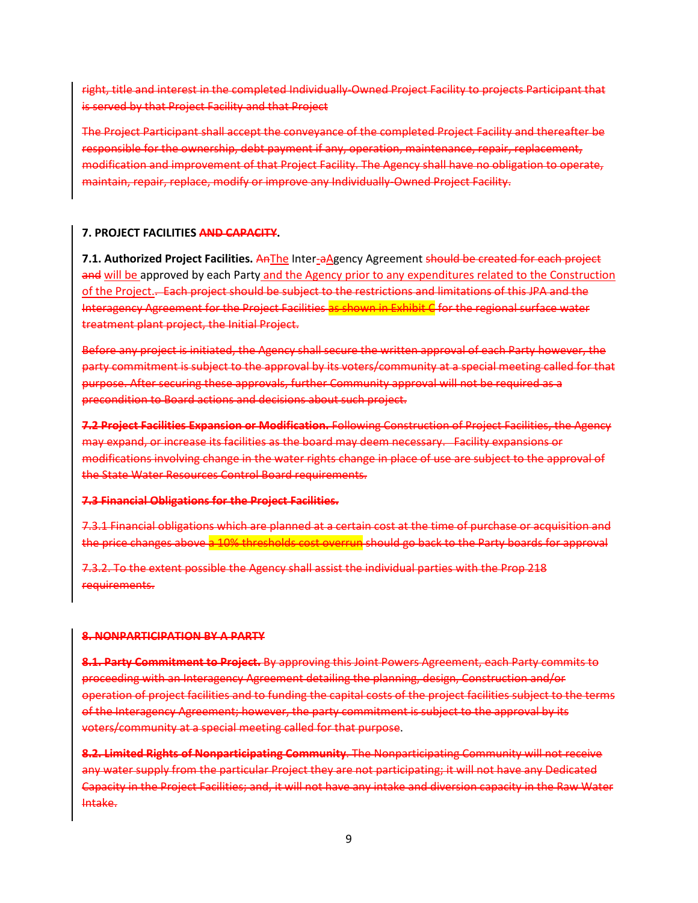right, title and interest in the completed Individually-Owned Project Facility to projects Participant that is served by that Project Facility and that Project

The Project Participant shall accept the conveyance of the completed Project Facility and thereafter be responsible for the ownership, debt payment if any, operation, maintenance, repair, replacement, modification and improvement of that Project Facility. The Agency shall have no obligation to operate, maintain, repair, replace, modify or improve any Individually-Owned Project Facility.

**7. PROJECT FACILITIES ~~AND CAPACITY~~.**

**7.1. Authorized Project Facilities.** ~~An~~The Inter~~-a~~Agency Agreement ~~should be created for each project and~~ will be approved by each Party and the Agency prior to any expenditures related to the Construction of the Project. ~~Each project should be subject to the restrictions and limitations of this JPA and the Interagency Agreement for the Project Facilities as shown in Exhibit C for the regional surface water treatment plant project, the Initial Project.~~

~~Before any project is initiated, the Agency shall secure the written approval of each Party however, the party commitment is subject to the approval by its voters/community at a special meeting called for that purpose. After securing these approvals, further Community approval will not be required as a precondition to Board actions and decisions about such project.~~

~~**7.2 Project Facilities Expansion or Modification.** Following Construction of Project Facilities, the Agency may expand, or increase its facilities as the board may deem necessary. Facility expansions or modifications involving change in the water rights change in place of use are subject to the approval of the State Water Resources Control Board requirements.~~

~~**7.3 Financial Obligations for the Project Facilities.**~~

~~7.3.1 Financial obligations which are planned at a certain cost at the time of purchase or acquisition and the price changes above a 10% thresholds cost overrun should go back to the Party boards for approval~~

~~7.3.2. To the extent possible the Agency shall assist the individual parties with the Prop 218 requirements.~~

~~**8. NONPARTICIPATION BY A PARTY**~~

~~**8.1. Party Commitment to Project.** By approving this Joint Powers Agreement, each Party commits to proceeding with an Interagency Agreement detailing the planning, design, Construction and/or operation of project facilities and to funding the capital costs of the project facilities subject to the terms of the Interagency Agreement; however, the party commitment is subject to the approval by its voters/community at a special meeting called for that purpose~~.

~~**8.2. Limited Rights of Nonparticipating Community.** The Nonparticipating Community will not receive any water supply from the particular Project they are not participating; it will not have any Dedicated Capacity in the Project Facilities; and, it will not have any intake and diversion capacity in the Raw Water Intake.~~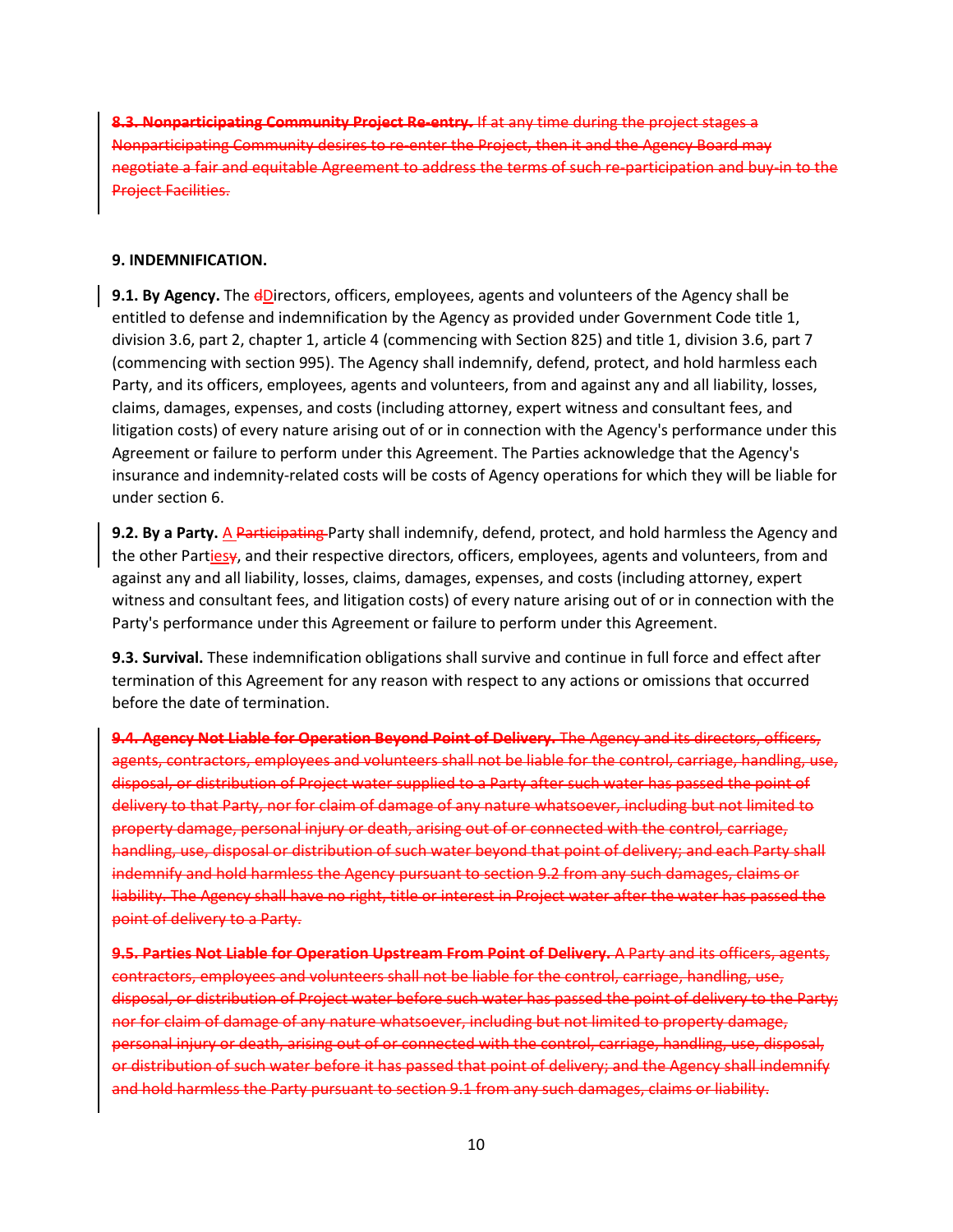~~**8.3. Nonparticipating Community Project Re-entry.** If at any time during the project stages a Nonparticipating Community desires to re-enter the Project, then it and the Agency Board may negotiate a fair and equitable Agreement to address the terms of such re-participation and buy-in to the Project Facilities.~~

**9. INDEMNIFICATION.**

**9.1. By Agency.** The ~~d~~Directors, officers, employees, agents and volunteers of the Agency shall be entitled to defense and indemnification by the Agency as provided under Government Code title 1, division 3.6, part 2, chapter 1, article 4 (commencing with Section 825) and title 1, division 3.6, part 7 (commencing with section 995). The Agency shall indemnify, defend, protect, and hold harmless each Party, and its officers, employees, agents and volunteers, from and against any and all liability, losses, claims, damages, expenses, and costs (including attorney, expert witness and consultant fees, and litigation costs) of every nature arising out of or in connection with the Agency's performance under this Agreement or failure to perform under this Agreement. The Parties acknowledge that the Agency's insurance and indemnity-related costs will be costs of Agency operations for which they will be liable for under section 6.

**9.2. By a Party.** A ~~Participating~~ Party shall indemnify, defend, protect, and hold harmless the Agency and the other Parties~~y~~, and their respective directors, officers, employees, agents and volunteers, from and against any and all liability, losses, claims, damages, expenses, and costs (including attorney, expert witness and consultant fees, and litigation costs) of every nature arising out of or in connection with the Party's performance under this Agreement or failure to perform under this Agreement.

**9.3. Survival.** These indemnification obligations shall survive and continue in full force and effect after termination of this Agreement for any reason with respect to any actions or omissions that occurred before the date of termination.

~~**9.4. Agency Not Liable for Operation Beyond Point of Delivery.** The Agency and its directors, officers, agents, contractors, employees and volunteers shall not be liable for the control, carriage, handling, use, disposal, or distribution of Project water supplied to a Party after such water has passed the point of delivery to that Party, nor for claim of damage of any nature whatsoever, including but not limited to property damage, personal injury or death, arising out of or connected with the control, carriage, handling, use, disposal or distribution of such water beyond that point of delivery; and each Party shall indemnify and hold harmless the Agency pursuant to section 9.2 from any such damages, claims or liability. The Agency shall have no right, title or interest in Project water after the water has passed the point of delivery to a Party.~~

~~**9.5. Parties Not Liable for Operation Upstream From Point of Delivery.** A Party and its officers, agents, contractors, employees and volunteers shall not be liable for the control, carriage, handling, use, disposal, or distribution of Project water before such water has passed the point of delivery to the Party; nor for claim of damage of any nature whatsoever, including but not limited to property damage, personal injury or death, arising out of or connected with the control, carriage, handling, use, disposal, or distribution of such water before it has passed that point of delivery; and the Agency shall indemnify and hold harmless the Party pursuant to section 9.1 from any such damages, claims or liability.~~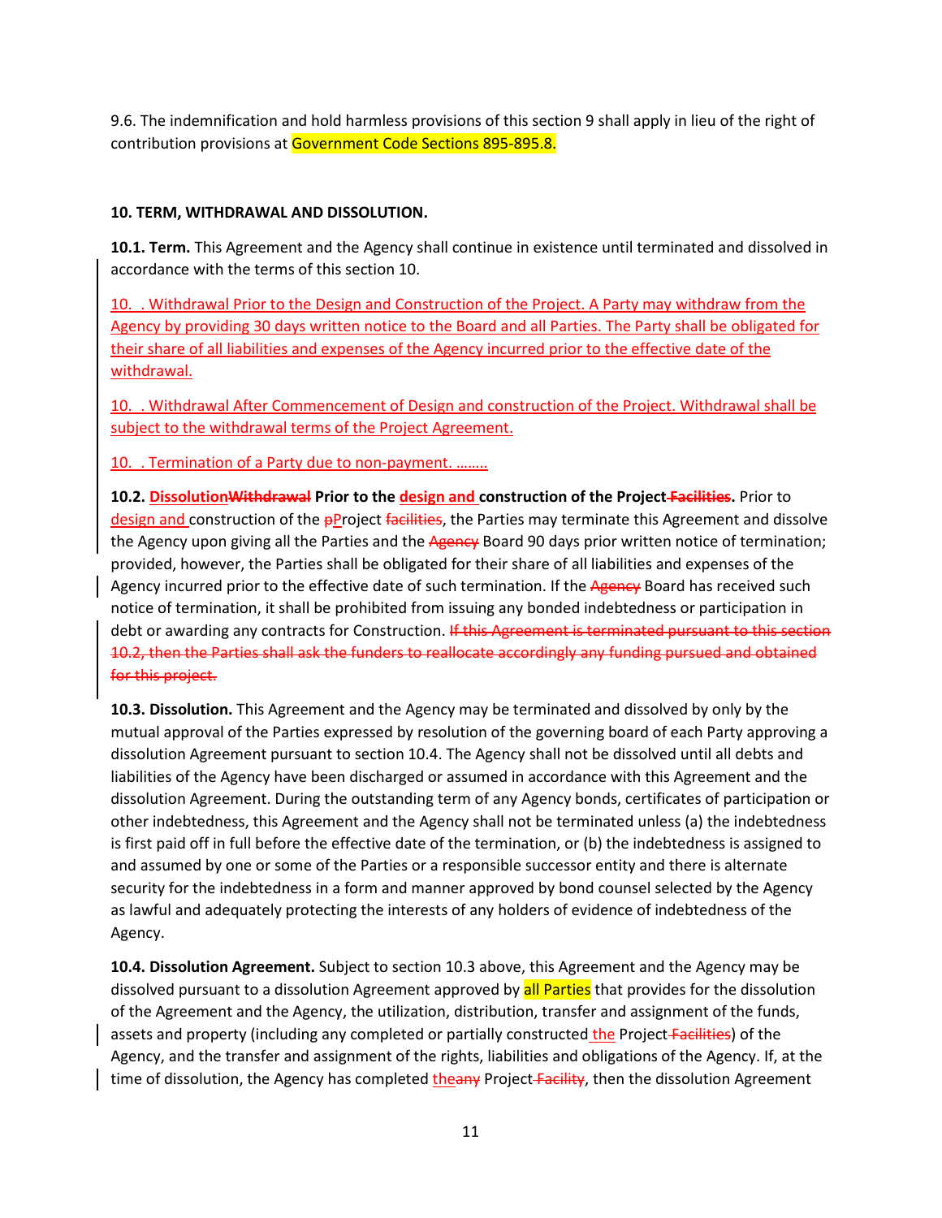9.6. The indemnification and hold harmless provisions of this section 9 shall apply in lieu of the right of contribution provisions at Government Code Sections 895-895.8.

**10. TERM, WITHDRAWAL AND DISSOLUTION.**

**10.1. Term.** This Agreement and the Agency shall continue in existence until terminated and dissolved in accordance with the terms of this section 10.

10. . Withdrawal Prior to the Design and Construction of the Project. A Party may withdraw from the Agency by providing 30 days written notice to the Board and all Parties. The Party shall be obligated for their share of all liabilities and expenses of the Agency incurred prior to the effective date of the withdrawal.

10. . Withdrawal After Commencement of Design and construction of the Project. Withdrawal shall be subject to the withdrawal terms of the Project Agreement.

10. . Termination of a Party due to non-payment. ……..

**10.2. ~~Withdrawal~~ Dissolution Prior to the design and construction of the Project ~~Facilities~~.** Prior to design and construction of the ~~p~~Project ~~facilities~~, the Parties may terminate this Agreement and dissolve the Agency upon giving all the Parties and the ~~Agency~~ Board 90 days prior written notice of termination; provided, however, the Parties shall be obligated for their share of all liabilities and expenses of the Agency incurred prior to the effective date of such termination. If the ~~Agency~~ Board has received such notice of termination, it shall be prohibited from issuing any bonded indebtedness or participation in debt or awarding any contracts for Construction. ~~If this Agreement is terminated pursuant to this section 10.2, then the Parties shall ask the funders to reallocate accordingly any funding pursued and obtained for this project.~~

**10.3. Dissolution.** This Agreement and the Agency may be terminated and dissolved by only by the mutual approval of the Parties expressed by resolution of the governing board of each Party approving a dissolution Agreement pursuant to section 10.4. The Agency shall not be dissolved until all debts and liabilities of the Agency have been discharged or assumed in accordance with this Agreement and the dissolution Agreement. During the outstanding term of any Agency bonds, certificates of participation or other indebtedness, this Agreement and the Agency shall not be terminated unless (a) the indebtedness is first paid off in full before the effective date of the termination, or (b) the indebtedness is assigned to and assumed by one or some of the Parties or a responsible successor entity and there is alternate security for the indebtedness in a form and manner approved by bond counsel selected by the Agency as lawful and adequately protecting the interests of any holders of evidence of indebtedness of the Agency.

**10.4. Dissolution Agreement.** Subject to section 10.3 above, this Agreement and the Agency may be dissolved pursuant to a dissolution Agreement approved by all Parties that provides for the dissolution of the Agreement and the Agency, the utilization, distribution, transfer and assignment of the funds, assets and property (including any completed or partially constructed the Project ~~Facilities~~) of the Agency, and the transfer and assignment of the rights, liabilities and obligations of the Agency. If, at the time of dissolution, the Agency has completed the~~any~~ Project ~~Facility~~, then the dissolution Agreement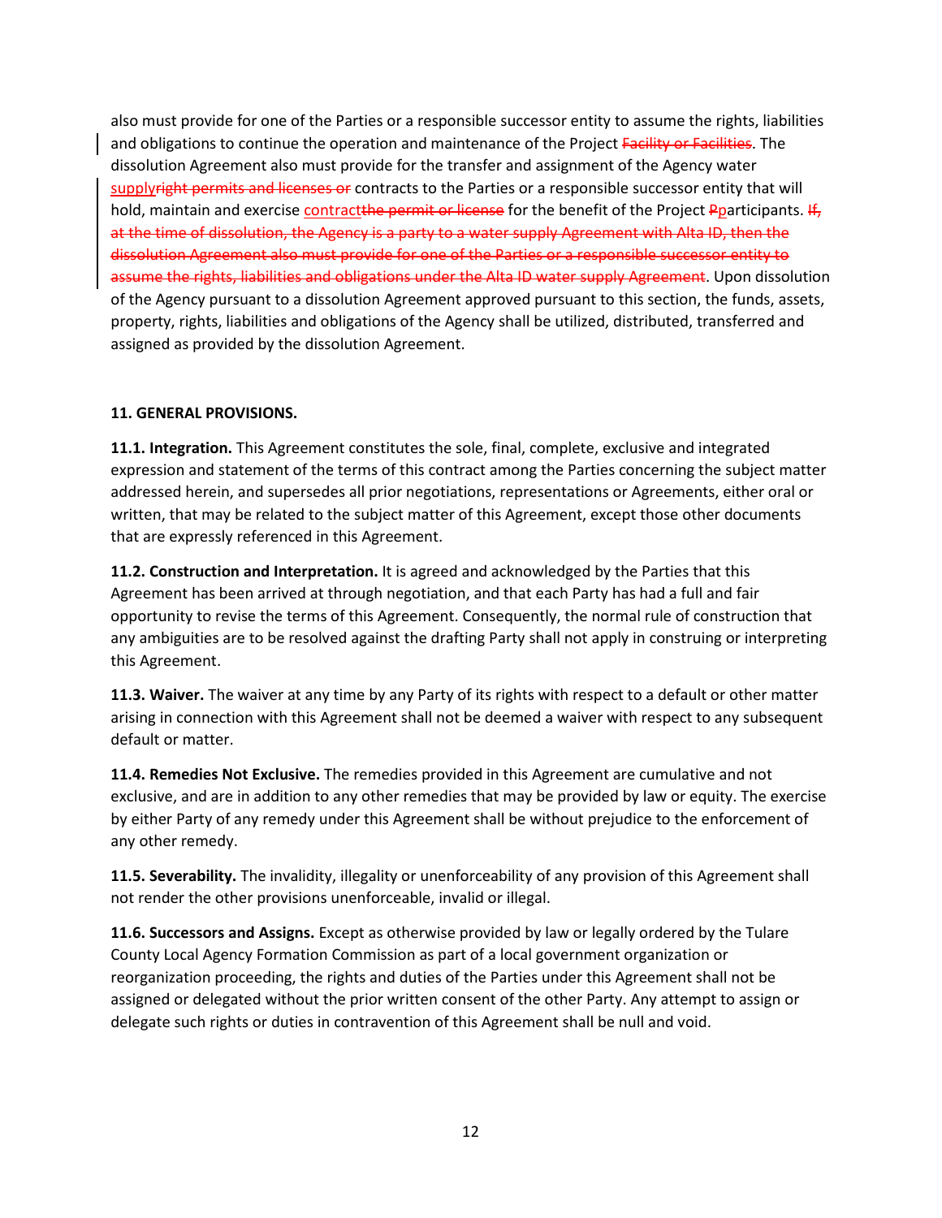also must provide for one of the Parties or a responsible successor entity to assume the rights, liabilities and obligations to continue the operation and maintenance of the Project ~~Facility or Facilities~~. The dissolution Agreement also must provide for the transfer and assignment of the Agency water supply~~right permits and licenses or~~ contracts to the Parties or a responsible successor entity that will hold, maintain and exercise contract~~the permit or license~~ for the benefit of the Project ~~P~~participants. ~~If, at the time of dissolution, the Agency is a party to a water supply Agreement with Alta ID, then the dissolution Agreement also must provide for one of the Parties or a responsible successor entity to assume the rights, liabilities and obligations under the Alta ID water supply Agreement~~. Upon dissolution of the Agency pursuant to a dissolution Agreement approved pursuant to this section, the funds, assets, property, rights, liabilities and obligations of the Agency shall be utilized, distributed, transferred and assigned as provided by the dissolution Agreement.

## 11. GENERAL PROVISIONS.

**11.1. Integration.** This Agreement constitutes the sole, final, complete, exclusive and integrated expression and statement of the terms of this contract among the Parties concerning the subject matter addressed herein, and supersedes all prior negotiations, representations or Agreements, either oral or written, that may be related to the subject matter of this Agreement, except those other documents that are expressly referenced in this Agreement.

**11.2. Construction and Interpretation.** It is agreed and acknowledged by the Parties that this Agreement has been arrived at through negotiation, and that each Party has had a full and fair opportunity to revise the terms of this Agreement. Consequently, the normal rule of construction that any ambiguities are to be resolved against the drafting Party shall not apply in construing or interpreting this Agreement.

**11.3. Waiver.** The waiver at any time by any Party of its rights with respect to a default or other matter arising in connection with this Agreement shall not be deemed a waiver with respect to any subsequent default or matter.

**11.4. Remedies Not Exclusive.** The remedies provided in this Agreement are cumulative and not exclusive, and are in addition to any other remedies that may be provided by law or equity. The exercise by either Party of any remedy under this Agreement shall be without prejudice to the enforcement of any other remedy.

**11.5. Severability.** The invalidity, illegality or unenforceability of any provision of this Agreement shall not render the other provisions unenforceable, invalid or illegal.

**11.6. Successors and Assigns.** Except as otherwise provided by law or legally ordered by the Tulare County Local Agency Formation Commission as part of a local government organization or reorganization proceeding, the rights and duties of the Parties under this Agreement shall not be assigned or delegated without the prior written consent of the other Party. Any attempt to assign or delegate such rights or duties in contravention of this Agreement shall be null and void.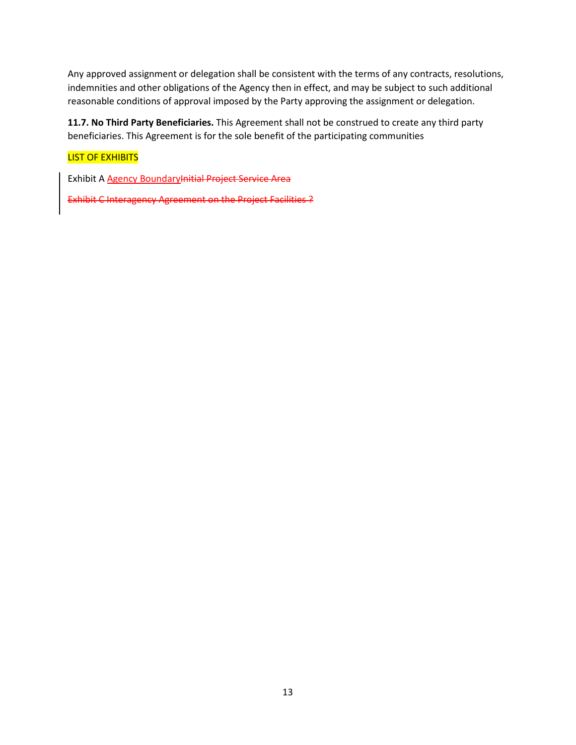Any approved assignment or delegation shall be consistent with the terms of any contracts, resolutions, indemnities and other obligations of the Agency then in effect, and may be subject to such additional reasonable conditions of approval imposed by the Party approving the assignment or delegation.

**11.7. No Third Party Beneficiaries.** This Agreement shall not be construed to create any third party beneficiaries. This Agreement is for the sole benefit of the participating communities

LIST OF EXHIBITS

Exhibit A Agency Boundary~~Initial Project Service Area~~

~~Exhibit C Interagency Agreement on the Project Facilities ?~~